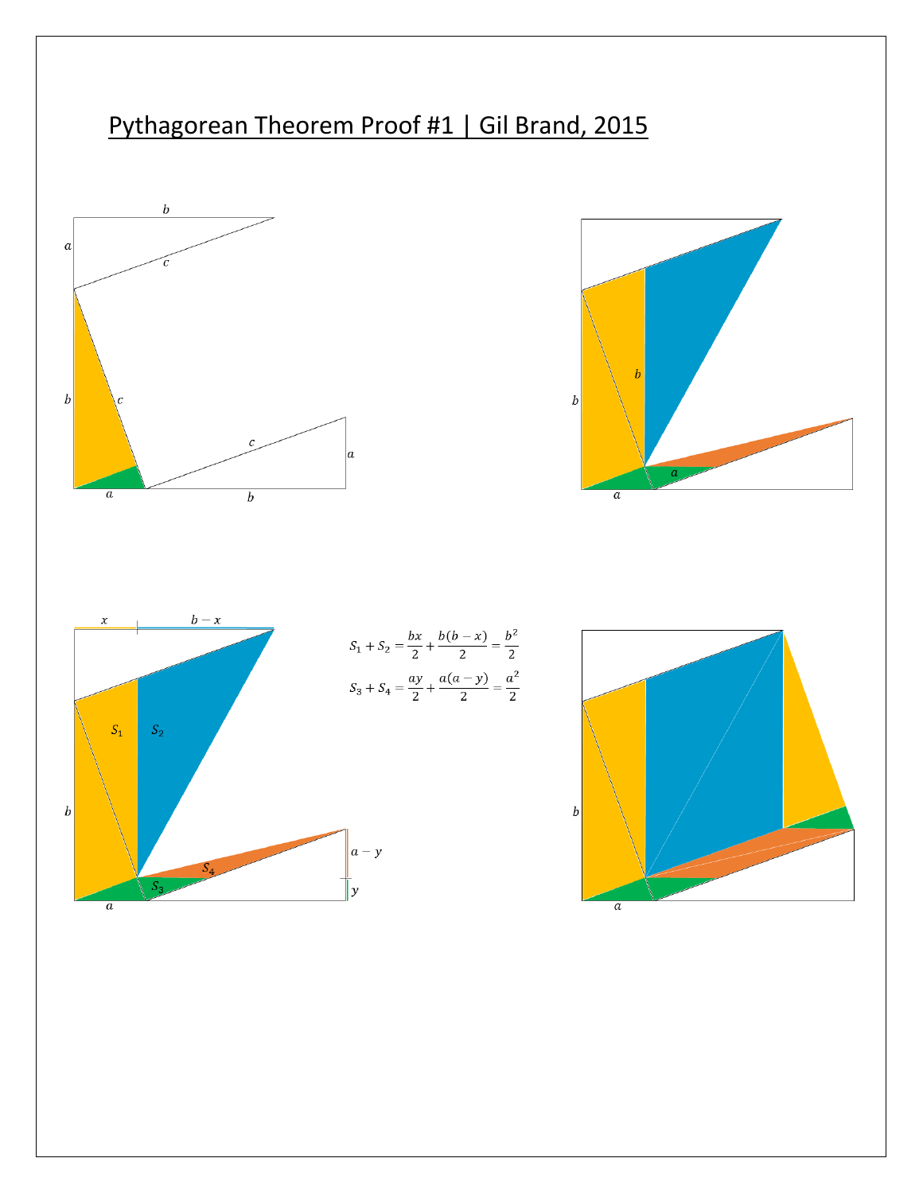# Pythagorean Theorem Proof #1 | Gil Brand, 2015

$$S_1 + S_2 = \frac{bx}{2} + \frac{b(b-x)}{2} = \frac{b^2}{2}$$

$$S_3 + S_4 = \frac{ay}{2} + \frac{a(a-y)}{2} = \frac{a^2}{2}$$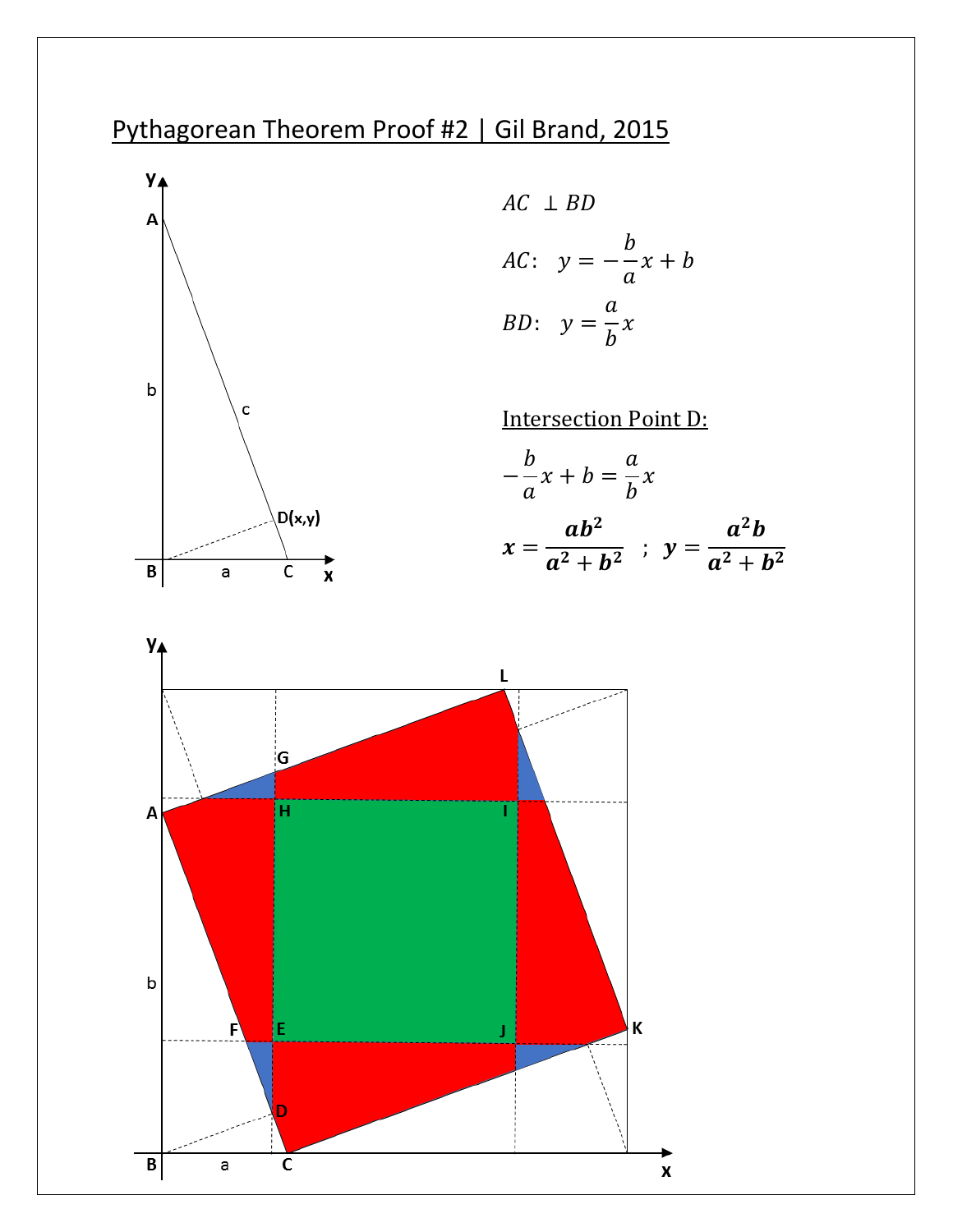# Pythagorean Theorem Proof #2 | Gil Brand, 2015

$$AC \perp BD$$

$$AC: \quad y = -\frac{b}{a}x + b$$

$$BD: \quad y = \frac{a}{b}x$$

Intersection Point D:

$$-\frac{b}{a}x + b = \frac{a}{b}x$$

$$\boldsymbol{x = \frac{ab^2}{a^2 + b^2}} \quad ; \quad \boldsymbol{y = \frac{a^2 b}{a^2 + b^2}}$$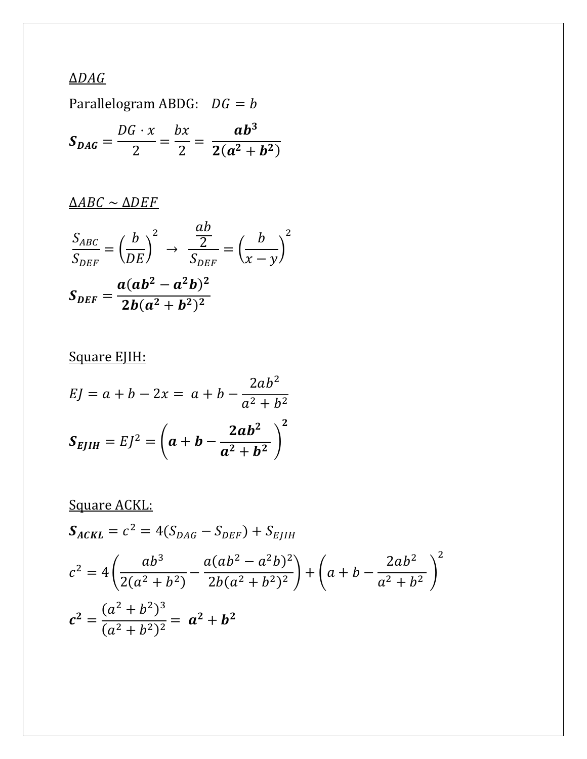$\underline{\Delta DAG}$

Parallelogram ABDG: $DG = b$

$$\boldsymbol{S_{DAG}} = \frac{DG \cdot x}{2} = \frac{bx}{2} = \boldsymbol{\frac{ab^3}{2(a^2+b^2)}}$$

$\underline{\Delta ABC \sim \Delta DEF}$

$$\frac{S_{ABC}}{S_{DEF}} = \left(\frac{b}{DE}\right)^2 \rightarrow \frac{\frac{ab}{2}}{S_{DEF}} = \left(\frac{b}{x-y}\right)^2$$

$$\boldsymbol{S_{DEF}} = \boldsymbol{\frac{a(ab^2 - a^2b)^2}{2b(a^2+b^2)^2}}$$

Square EJIH:

$$EJ = a + b - 2x = a + b - \frac{2ab^2}{a^2+b^2}$$

$$\boldsymbol{S_{EJIH}} = EJ^2 = \boldsymbol{\left(a + b - \frac{2ab^2}{a^2+b^2}\right)^2}$$

Square ACKL:

$$\boldsymbol{S_{ACKL}} = c^2 = 4(S_{DAG} - S_{DEF}) + S_{EJIH}$$

$$c^2 = 4\left(\frac{ab^3}{2(a^2+b^2)} - \frac{a(ab^2-a^2b)^2}{2b(a^2+b^2)^2}\right) + \left(a + b - \frac{2ab^2}{a^2+b^2}\right)^2$$

$$\boldsymbol{c^2} = \frac{(a^2+b^2)^3}{(a^2+b^2)^2} = \boldsymbol{a^2 + b^2}$$